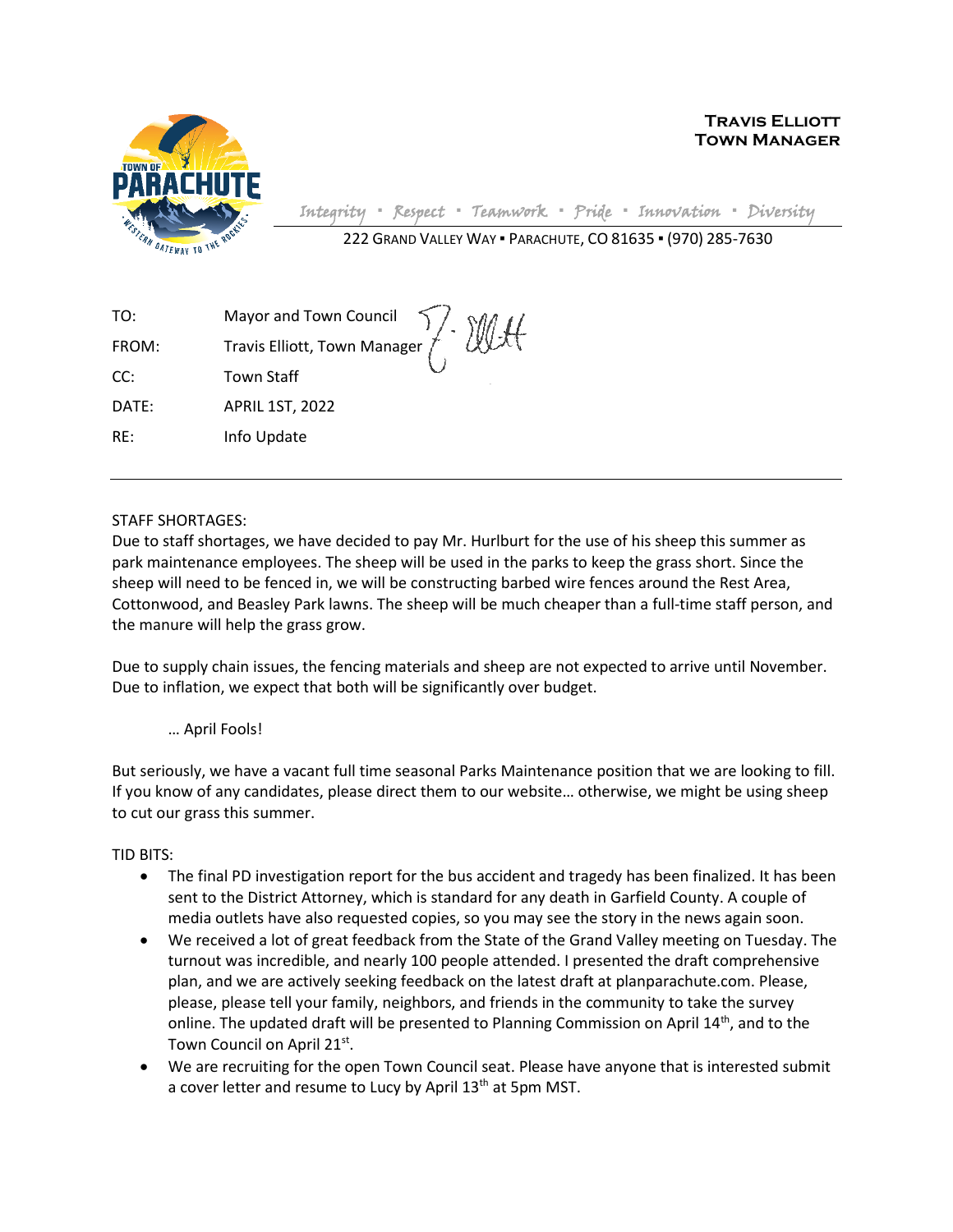**Travis Elliott**
**Town Manager**

*Integrity ▪ Respect ▪ Teamwork ▪ Pride ▪ Innovation ▪ Diversity*

222 Grand Valley Way ▪ Parachute, CO 81635 ▪ (970) 285-7630

| | |
|---|---|
| TO: | Mayor and Town Council |
| FROM: | Travis Elliott, Town Manager |
| CC: | Town Staff |
| DATE: | APRIL 1ST, 2022 |
| RE: | Info Update |

---

STAFF SHORTAGES:

Due to staff shortages, we have decided to pay Mr. Hurlburt for the use of his sheep this summer as park maintenance employees. The sheep will be used in the parks to keep the grass short. Since the sheep will need to be fenced in, we will be constructing barbed wire fences around the Rest Area, Cottonwood, and Beasley Park lawns. The sheep will be much cheaper than a full-time staff person, and the manure will help the grass grow.

Due to supply chain issues, the fencing materials and sheep are not expected to arrive until November. Due to inflation, we expect that both will be significantly over budget.

… April Fools!

But seriously, we have a vacant full time seasonal Parks Maintenance position that we are looking to fill. If you know of any candidates, please direct them to our website… otherwise, we might be using sheep to cut our grass this summer.

TID BITS:

- The final PD investigation report for the bus accident and tragedy has been finalized. It has been sent to the District Attorney, which is standard for any death in Garfield County. A couple of media outlets have also requested copies, so you may see the story in the news again soon.
- We received a lot of great feedback from the State of the Grand Valley meeting on Tuesday. The turnout was incredible, and nearly 100 people attended. I presented the draft comprehensive plan, and we are actively seeking feedback on the latest draft at planparachute.com. Please, please, please tell your family, neighbors, and friends in the community to take the survey online. The updated draft will be presented to Planning Commission on April 14th, and to the Town Council on April 21st.
- We are recruiting for the open Town Council seat. Please have anyone that is interested submit a cover letter and resume to Lucy by April 13th at 5pm MST.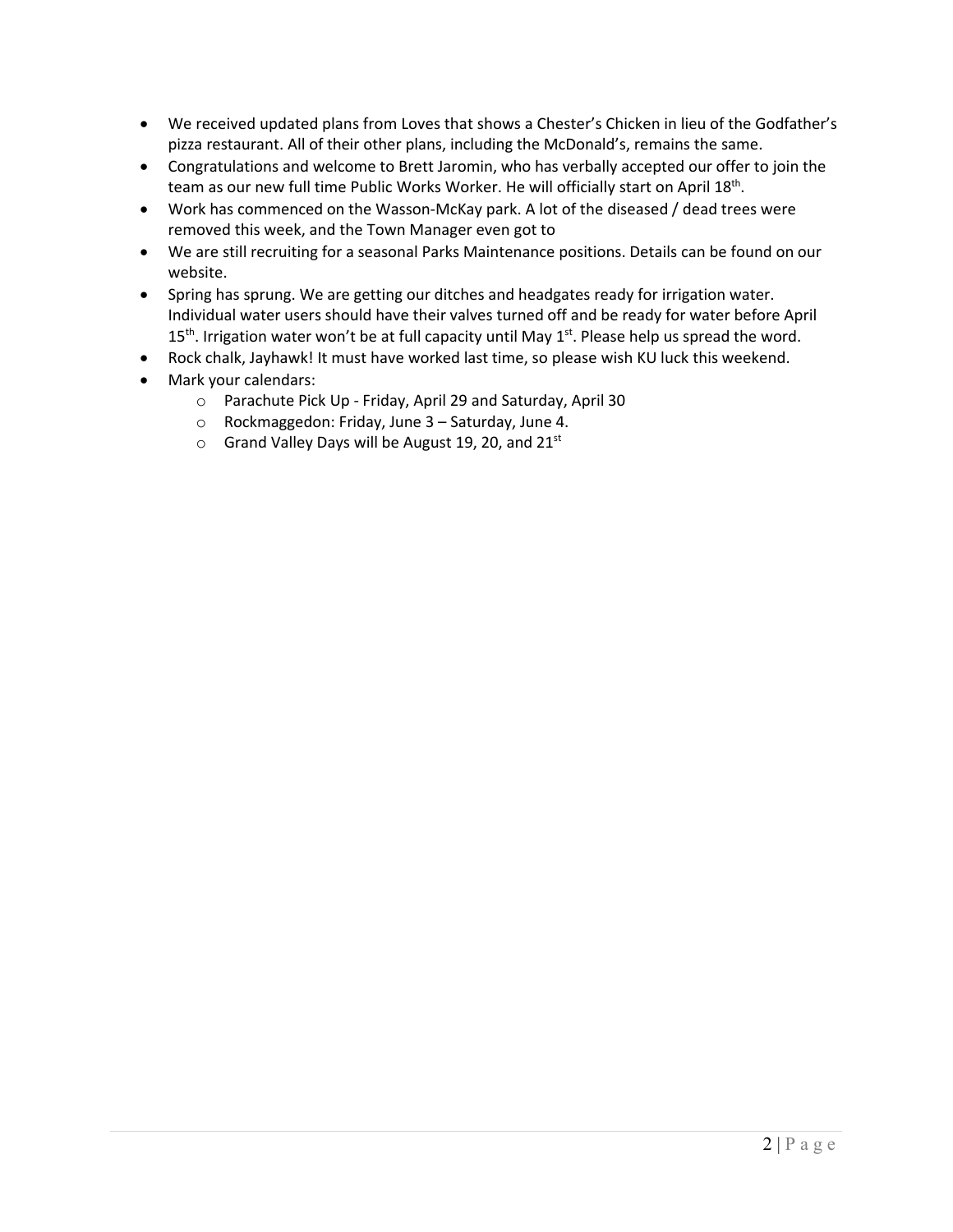- We received updated plans from Loves that shows a Chester's Chicken in lieu of the Godfather's pizza restaurant. All of their other plans, including the McDonald's, remains the same.
- Congratulations and welcome to Brett Jaromin, who has verbally accepted our offer to join the team as our new full time Public Works Worker. He will officially start on April 18th.
- Work has commenced on the Wasson-McKay park. A lot of the diseased / dead trees were removed this week, and the Town Manager even got to
- We are still recruiting for a seasonal Parks Maintenance positions. Details can be found on our website.
- Spring has sprung. We are getting our ditches and headgates ready for irrigation water. Individual water users should have their valves turned off and be ready for water before April 15th. Irrigation water won't be at full capacity until May 1st. Please help us spread the word.
- Rock chalk, Jayhawk! It must have worked last time, so please wish KU luck this weekend.
- Mark your calendars:
  - Parachute Pick Up - Friday, April 29 and Saturday, April 30
  - Rockmaggedon: Friday, June 3 – Saturday, June 4.
  - Grand Valley Days will be August 19, 20, and 21st